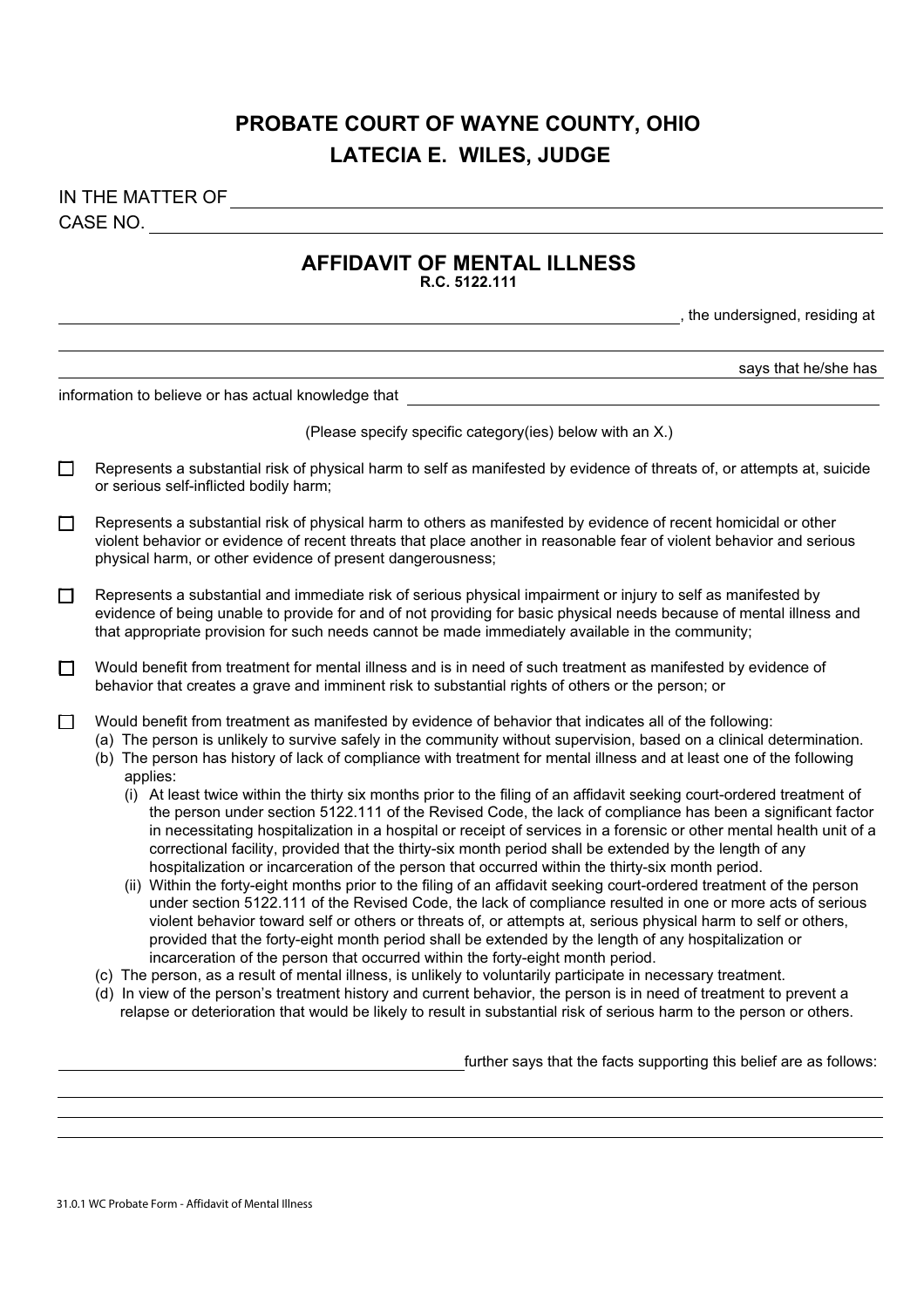# PROBATE COURT OF WAYNE COUNTY, OHIO
## LATECIA E. WILES, JUDGE

IN THE MATTER OF ______________________________________________

CASE NO. ______________________________________________

## AFFIDAVIT OF MENTAL ILLNESS
**R.C. 5122.111**

______________________________________________, the undersigned, residing at

______________________________________________

______________________________________________ says that he/she has

information to believe or has actual knowledge that ______________________________________________

(Please specify specific category(ies) below with an X.)

- ☐ Represents a substantial risk of physical harm to self as manifested by evidence of threats of, or attempts at, suicide or serious self-inflicted bodily harm;

- ☐ Represents a substantial risk of physical harm to others as manifested by evidence of recent homicidal or other violent behavior or evidence of recent threats that place another in reasonable fear of violent behavior and serious physical harm, or other evidence of present dangerousness;

- ☐ Represents a substantial and immediate risk of serious physical impairment or injury to self as manifested by evidence of being unable to provide for and of not providing for basic physical needs because of mental illness and that appropriate provision for such needs cannot be made immediately available in the community;

- ☐ Would benefit from treatment for mental illness and is in need of such treatment as manifested by evidence of behavior that creates a grave and imminent risk to substantial rights of others or the person; or

- ☐ Would benefit from treatment as manifested by evidence of behavior that indicates all of the following:
  - (a) The person is unlikely to survive safely in the community without supervision, based on a clinical determination.
  - (b) The person has history of lack of compliance with treatment for mental illness and at least one of the following applies:
    - (i) At least twice within the thirty six months prior to the filing of an affidavit seeking court-ordered treatment of the person under section 5122.111 of the Revised Code, the lack of compliance has been a significant factor in necessitating hospitalization in a hospital or receipt of services in a forensic or other mental health unit of a correctional facility, provided that the thirty-six month period shall be extended by the length of any hospitalization or incarceration of the person that occurred within the thirty-six month period.
    - (ii) Within the forty-eight months prior to the filing of an affidavit seeking court-ordered treatment of the person under section 5122.111 of the Revised Code, the lack of compliance resulted in one or more acts of serious violent behavior toward self or others or threats of, or attempts at, serious physical harm to self or others, provided that the forty-eight month period shall be extended by the length of any hospitalization or incarceration of the person that occurred within the forty-eight month period.
  - (c) The person, as a result of mental illness, is unlikely to voluntarily participate in necessary treatment.
  - (d) In view of the person's treatment history and current behavior, the person is in need of treatment to prevent a relapse or deterioration that would be likely to result in substantial risk of serious harm to the person or others.

______________________________________________ further says that the facts supporting this belief are as follows:

______________________________________________

______________________________________________

______________________________________________

31.0.1 WC Probate Form - Affidavit of Mental Illness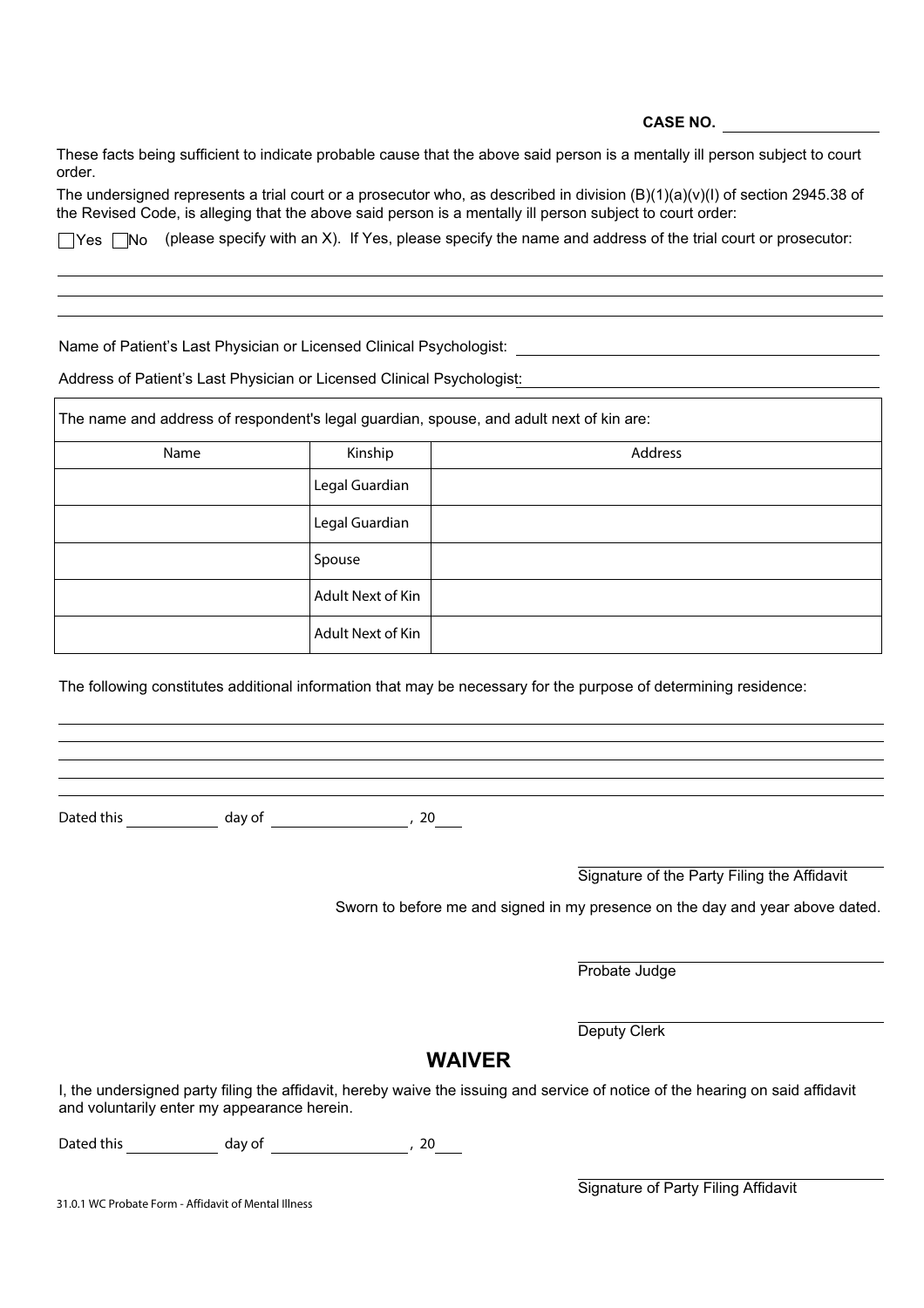**CASE NO.** ____________________

These facts being sufficient to indicate probable cause that the above said person is a mentally ill person subject to court order.

The undersigned represents a trial court or a prosecutor who, as described in division (B)(1)(a)(v)(I) of section 2945.38 of the Revised Code, is alleging that the above said person is a mentally ill person subject to court order:

☐ Yes ☐ No (please specify with an X). If Yes, please specify the name and address of the trial court or prosecutor:

______________________________________________________________________________

______________________________________________________________________________

______________________________________________________________________________

Name of Patient's Last Physician or Licensed Clinical Psychologist: ______________________________

Address of Patient's Last Physician or Licensed Clinical Psychologist: ______________________________

The name and address of respondent's legal guardian, spouse, and adult next of kin are:

| Name | Kinship | Address |
|---|---|---|
| | Legal Guardian | |
| | Legal Guardian | |
| | Spouse | |
| | Adult Next of Kin | |
| | Adult Next of Kin | |

The following constitutes additional information that may be necessary for the purpose of determining residence:

______________________________________________________________________________

______________________________________________________________________________

______________________________________________________________________________

______________________________________________________________________________

______________________________________________________________________________

Dated this __________ day of ________________, 20____

______________________________
Signature of the Party Filing the Affidavit

Sworn to before me and signed in my presence on the day and year above dated.

______________________________
Probate Judge

______________________________
Deputy Clerk

## WAIVER

I, the undersigned party filing the affidavit, hereby waive the issuing and service of notice of the hearing on said affidavit and voluntarily enter my appearance herein.

Dated this __________ day of ________________, 20____

______________________________
Signature of Party Filing Affidavit

31.0.1 WC Probate Form - Affidavit of Mental Illness